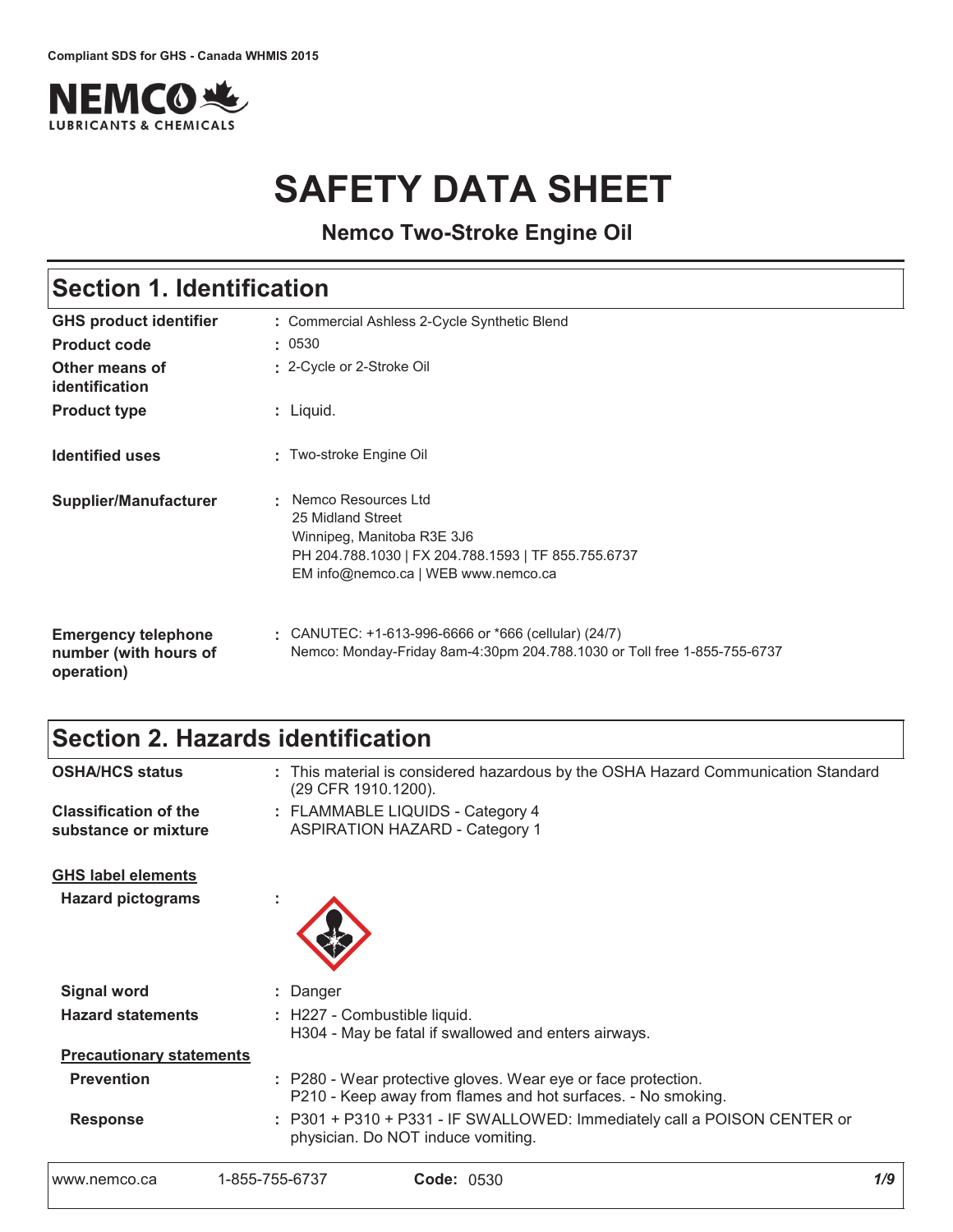Compliant SDS for GHS - Canada WHMIS 2015

# SAFETY DATA SHEET

**Nemco Two-Stroke Engine Oil**

## Section 1. Identification

| | |
|---|---|
| **GHS product identifier** | : Commercial Ashless 2-Cycle Synthetic Blend |
| **Product code** | : 0530 |
| **Other means of identification** | : 2-Cycle or 2-Stroke Oil |
| **Product type** | : Liquid. |
| **Identified uses** | : Two-stroke Engine Oil |
| **Supplier/Manufacturer** | : Nemco Resources Ltd<br>25 Midland Street<br>Winnipeg, Manitoba R3E 3J6<br>PH 204.788.1030 \| FX 204.788.1593 \| TF 855.755.6737<br>EM info@nemco.ca \| WEB www.nemco.ca |
| **Emergency telephone number (with hours of operation)** | : CANUTEC: +1-613-996-6666 or *666 (cellular) (24/7)<br>Nemco: Monday-Friday 8am-4:30pm 204.788.1030 or Toll free 1-855-755-6737 |

## Section 2. Hazards identification

| | |
|---|---|
| **OSHA/HCS status** | : This material is considered hazardous by the OSHA Hazard Communication Standard (29 CFR 1910.1200). |
| **Classification of the substance or mixture** | : FLAMMABLE LIQUIDS - Category 4<br>ASPIRATION HAZARD - Category 1 |

**GHS label elements**

| | |
|---|---|
| **Hazard pictograms** | : |
| **Signal word** | : Danger |
| **Hazard statements** | : H227 - Combustible liquid.<br>H304 - May be fatal if swallowed and enters airways. |

**Precautionary statements**

| | |
|---|---|
| **Prevention** | : P280 - Wear protective gloves. Wear eye or face protection.<br>P210 - Keep away from flames and hot surfaces. - No smoking. |
| **Response** | : P301 + P310 + P331 - IF SWALLOWED: Immediately call a POISON CENTER or physician. Do NOT induce vomiting. |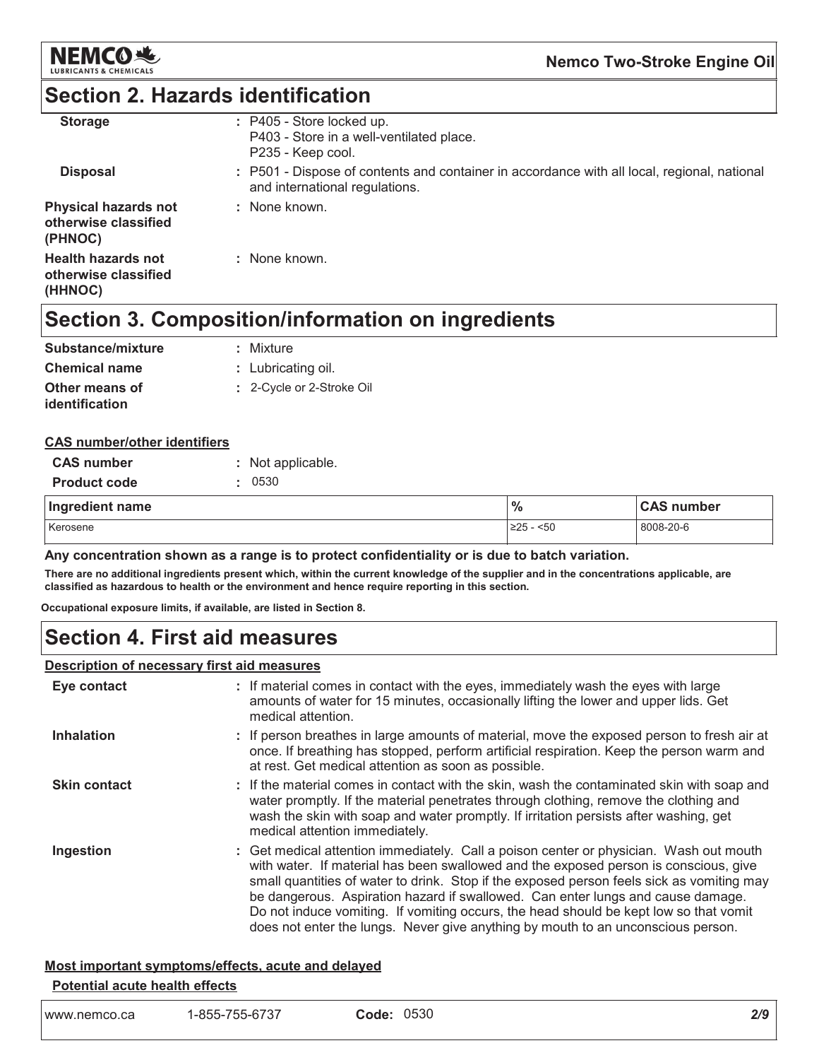## Section 2. Hazards identification

**Storage** : P405 - Store locked up.
P403 - Store in a well-ventilated place.
P235 - Keep cool.

**Disposal** : P501 - Dispose of contents and container in accordance with all local, regional, national and international regulations.

**Physical hazards not otherwise classified (PHNOC)** : None known.

**Health hazards not otherwise classified (HHNOC)** : None known.

## Section 3. Composition/information on ingredients

**Substance/mixture** : Mixture

**Chemical name** : Lubricating oil.

**Other means of identification** : 2-Cycle or 2-Stroke Oil

**CAS number/other identifiers**

**CAS number** : Not applicable.

**Product code** : 0530

| Ingredient name | % | CAS number |
|---|---|---|
| Kerosene | ≥25 - <50 | 8008-20-6 |

**Any concentration shown as a range is to protect confidentiality or is due to batch variation.**

**There are no additional ingredients present which, within the current knowledge of the supplier and in the concentrations applicable, are classified as hazardous to health or the environment and hence require reporting in this section.**

**Occupational exposure limits, if available, are listed in Section 8.**

## Section 4. First aid measures

**Description of necessary first aid measures**

**Eye contact** : If material comes in contact with the eyes, immediately wash the eyes with large amounts of water for 15 minutes, occasionally lifting the lower and upper lids. Get medical attention.

**Inhalation** : If person breathes in large amounts of material, move the exposed person to fresh air at once. If breathing has stopped, perform artificial respiration. Keep the person warm and at rest. Get medical attention as soon as possible.

**Skin contact** : If the material comes in contact with the skin, wash the contaminated skin with soap and water promptly. If the material penetrates through clothing, remove the clothing and wash the skin with soap and water promptly. If irritation persists after washing, get medical attention immediately.

**Ingestion** : Get medical attention immediately. Call a poison center or physician. Wash out mouth with water. If material has been swallowed and the exposed person is conscious, give small quantities of water to drink. Stop if the exposed person feels sick as vomiting may be dangerous. Aspiration hazard if swallowed. Can enter lungs and cause damage. Do not induce vomiting. If vomiting occurs, the head should be kept low so that vomit does not enter the lungs. Never give anything by mouth to an unconscious person.

**Most important symptoms/effects, acute and delayed**

**Potential acute health effects**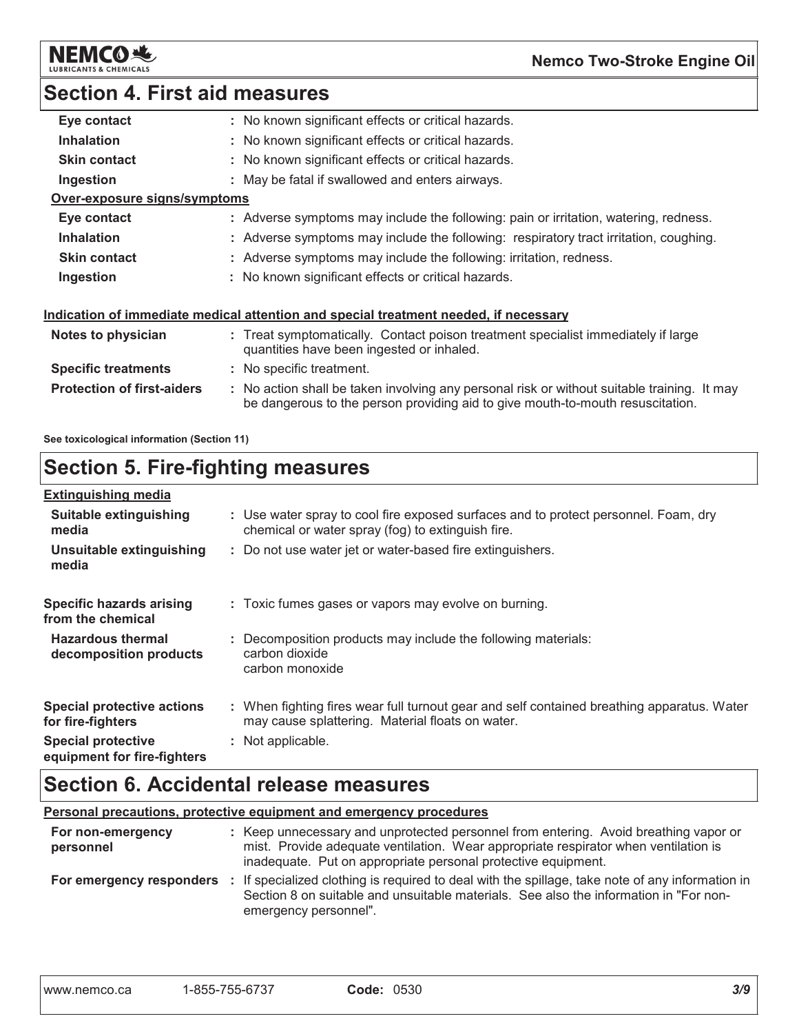## Section 4. First aid measures

| | |
|---|---|
| **Eye contact** | : No known significant effects or critical hazards. |
| **Inhalation** | : No known significant effects or critical hazards. |
| **Skin contact** | : No known significant effects or critical hazards. |
| **Ingestion** | : May be fatal if swallowed and enters airways. |

**Over-exposure signs/symptoms**

| | |
|---|---|
| **Eye contact** | : Adverse symptoms may include the following: pain or irritation, watering, redness. |
| **Inhalation** | : Adverse symptoms may include the following: respiratory tract irritation, coughing. |
| **Skin contact** | : Adverse symptoms may include the following: irritation, redness. |
| **Ingestion** | : No known significant effects or critical hazards. |

**Indication of immediate medical attention and special treatment needed, if necessary**

| | |
|---|---|
| **Notes to physician** | : Treat symptomatically. Contact poison treatment specialist immediately if large quantities have been ingested or inhaled. |
| **Specific treatments** | : No specific treatment. |
| **Protection of first-aiders** | : No action shall be taken involving any personal risk or without suitable training. It may be dangerous to the person providing aid to give mouth-to-mouth resuscitation. |

**See toxicological information (Section 11)**

## Section 5. Fire-fighting measures

**Extinguishing media**

| | |
|---|---|
| **Suitable extinguishing media** | : Use water spray to cool fire exposed surfaces and to protect personnel. Foam, dry chemical or water spray (fog) to extinguish fire. |
| **Unsuitable extinguishing media** | : Do not use water jet or water-based fire extinguishers. |
| **Specific hazards arising from the chemical** | : Toxic fumes gases or vapors may evolve on burning. |
| **Hazardous thermal decomposition products** | : Decomposition products may include the following materials: carbon dioxide carbon monoxide |
| **Special protective actions for fire-fighters** | : When fighting fires wear full turnout gear and self contained breathing apparatus. Water may cause splattering. Material floats on water. |
| **Special protective equipment for fire-fighters** | : Not applicable. |

## Section 6. Accidental release measures

**Personal precautions, protective equipment and emergency procedures**

| | |
|---|---|
| **For non-emergency personnel** | : Keep unnecessary and unprotected personnel from entering. Avoid breathing vapor or mist. Provide adequate ventilation. Wear appropriate respirator when ventilation is inadequate. Put on appropriate personal protective equipment. |
| **For emergency responders** | : If specialized clothing is required to deal with the spillage, take note of any information in Section 8 on suitable and unsuitable materials. See also the information in "For non-emergency personnel". |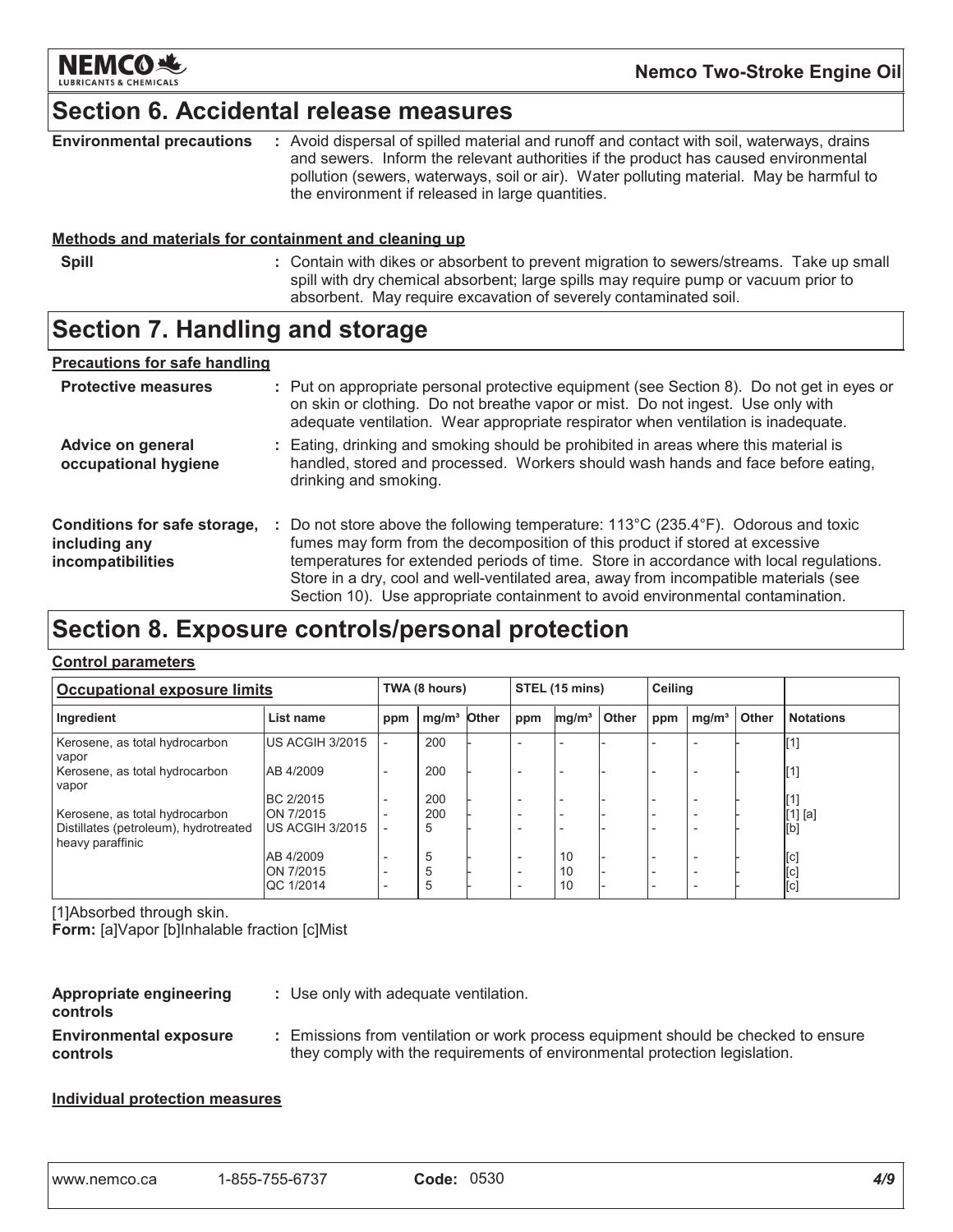## Section 6. Accidental release measures

**Environmental precautions** : Avoid dispersal of spilled material and runoff and contact with soil, waterways, drains and sewers. Inform the relevant authorities if the product has caused environmental pollution (sewers, waterways, soil or air). Water polluting material. May be harmful to the environment if released in large quantities.

**Methods and materials for containment and cleaning up**

**Spill** : Contain with dikes or absorbent to prevent migration to sewers/streams. Take up small spill with dry chemical absorbent; large spills may require pump or vacuum prior to absorbent. May require excavation of severely contaminated soil.

## Section 7. Handling and storage

**Precautions for safe handling**

**Protective measures** : Put on appropriate personal protective equipment (see Section 8). Do not get in eyes or on skin or clothing. Do not breathe vapor or mist. Do not ingest. Use only with adequate ventilation. Wear appropriate respirator when ventilation is inadequate.

**Advice on general occupational hygiene** : Eating, drinking and smoking should be prohibited in areas where this material is handled, stored and processed. Workers should wash hands and face before eating, drinking and smoking.

**Conditions for safe storage, including any incompatibilities** : Do not store above the following temperature: 113°C (235.4°F). Odorous and toxic fumes may form from the decomposition of this product if stored at excessive temperatures for extended periods of time. Store in accordance with local regulations. Store in a dry, cool and well-ventilated area, away from incompatible materials (see Section 10). Use appropriate containment to avoid environmental contamination.

## Section 8. Exposure controls/personal protection

**Control parameters**

| Occupational exposure limits | | TWA (8 hours) | | | STEL (15 mins) | | | Ceiling | | | |
|---|---|---|---|---|---|---|---|---|---|---|---|
| Ingredient | List name | ppm | mg/m³ | Other | ppm | mg/m³ | Other | ppm | mg/m³ | Other | Notations |
| Kerosene, as total hydrocarbon vapor | US ACGIH 3/2015 | - | 200 | - | - | - | - | - | - | - | [1] |
| Kerosene, as total hydrocarbon vapor | AB 4/2009 | - | 200 | - | - | - | - | - | - | - | [1] |
| | BC 2/2015 | - | 200 | - | - | - | - | - | - | - | [1] |
| Kerosene, as total hydrocarbon | ON 7/2015 | - | 200 | - | - | - | - | - | - | - | [1] [a] |
| Distillates (petroleum), hydrotreated heavy paraffinic | US ACGIH 3/2015 | - | 5 | - | - | - | - | - | - | - | [b] |
| | AB 4/2009 | - | 5 | - | - | 10 | - | - | - | - | [c] |
| | ON 7/2015 | - | 5 | - | - | 10 | - | - | - | - | [c] |
| | QC 1/2014 | - | 5 | - | - | 10 | - | - | - | - | [c] |

[1]Absorbed through skin.

**Form:** [a]Vapor [b]Inhalable fraction [c]Mist

**Appropriate engineering controls** : Use only with adequate ventilation.

**Environmental exposure controls** : Emissions from ventilation or work process equipment should be checked to ensure they comply with the requirements of environmental protection legislation.

**Individual protection measures**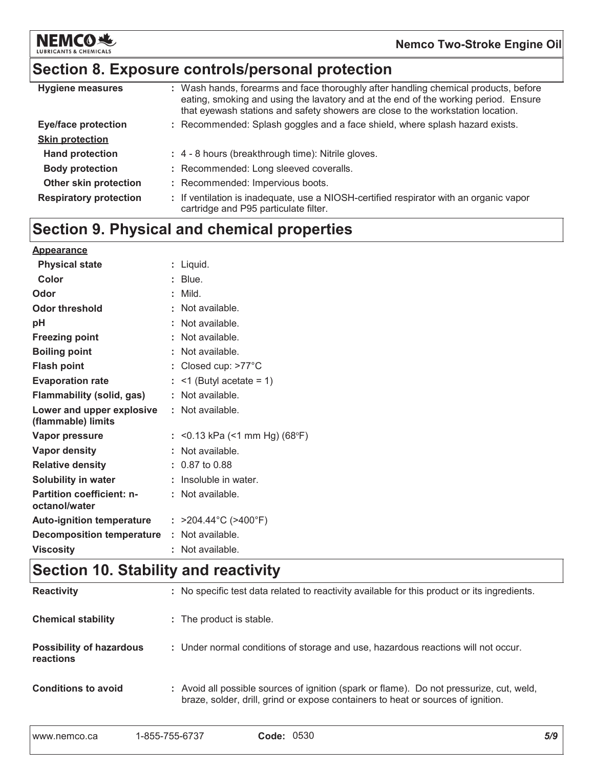## Section 8. Exposure controls/personal protection

| | |
|---|---|
| **Hygiene measures** | : Wash hands, forearms and face thoroughly after handling chemical products, before eating, smoking and using the lavatory and at the end of the working period. Ensure that eyewash stations and safety showers are close to the workstation location. |
| **Eye/face protection** | : Recommended: Splash goggles and a face shield, where splash hazard exists. |
| **Skin protection** | |
| **Hand protection** | : 4 - 8 hours (breakthrough time): Nitrile gloves. |
| **Body protection** | : Recommended: Long sleeved coveralls. |
| **Other skin protection** | : Recommended: Impervious boots. |
| **Respiratory protection** | : If ventilation is inadequate, use a NIOSH-certified respirator with an organic vapor cartridge and P95 particulate filter. |

## Section 9. Physical and chemical properties

| | |
|---|---|
| **Appearance** | |
| **Physical state** | : Liquid. |
| **Color** | : Blue. |
| **Odor** | : Mild. |
| **Odor threshold** | : Not available. |
| **pH** | : Not available. |
| **Freezing point** | : Not available. |
| **Boiling point** | : Not available. |
| **Flash point** | : Closed cup: >77°C |
| **Evaporation rate** | : <1 (Butyl acetate = 1) |
| **Flammability (solid, gas)** | : Not available. |
| **Lower and upper explosive (flammable) limits** | : Not available. |
| **Vapor pressure** | : <0.13 kPa (<1 mm Hg) (68°F) |
| **Vapor density** | : Not available. |
| **Relative density** | : 0.87 to 0.88 |
| **Solubility in water** | : Insoluble in water. |
| **Partition coefficient: n-octanol/water** | : Not available. |
| **Auto-ignition temperature** | : >204.44°C (>400°F) |
| **Decomposition temperature** | : Not available. |
| **Viscosity** | : Not available. |

## Section 10. Stability and reactivity

| | |
|---|---|
| **Reactivity** | : No specific test data related to reactivity available for this product or its ingredients. |
| **Chemical stability** | : The product is stable. |
| **Possibility of hazardous reactions** | : Under normal conditions of storage and use, hazardous reactions will not occur. |
| **Conditions to avoid** | : Avoid all possible sources of ignition (spark or flame). Do not pressurize, cut, weld, braze, solder, drill, grind or expose containers to heat or sources of ignition. |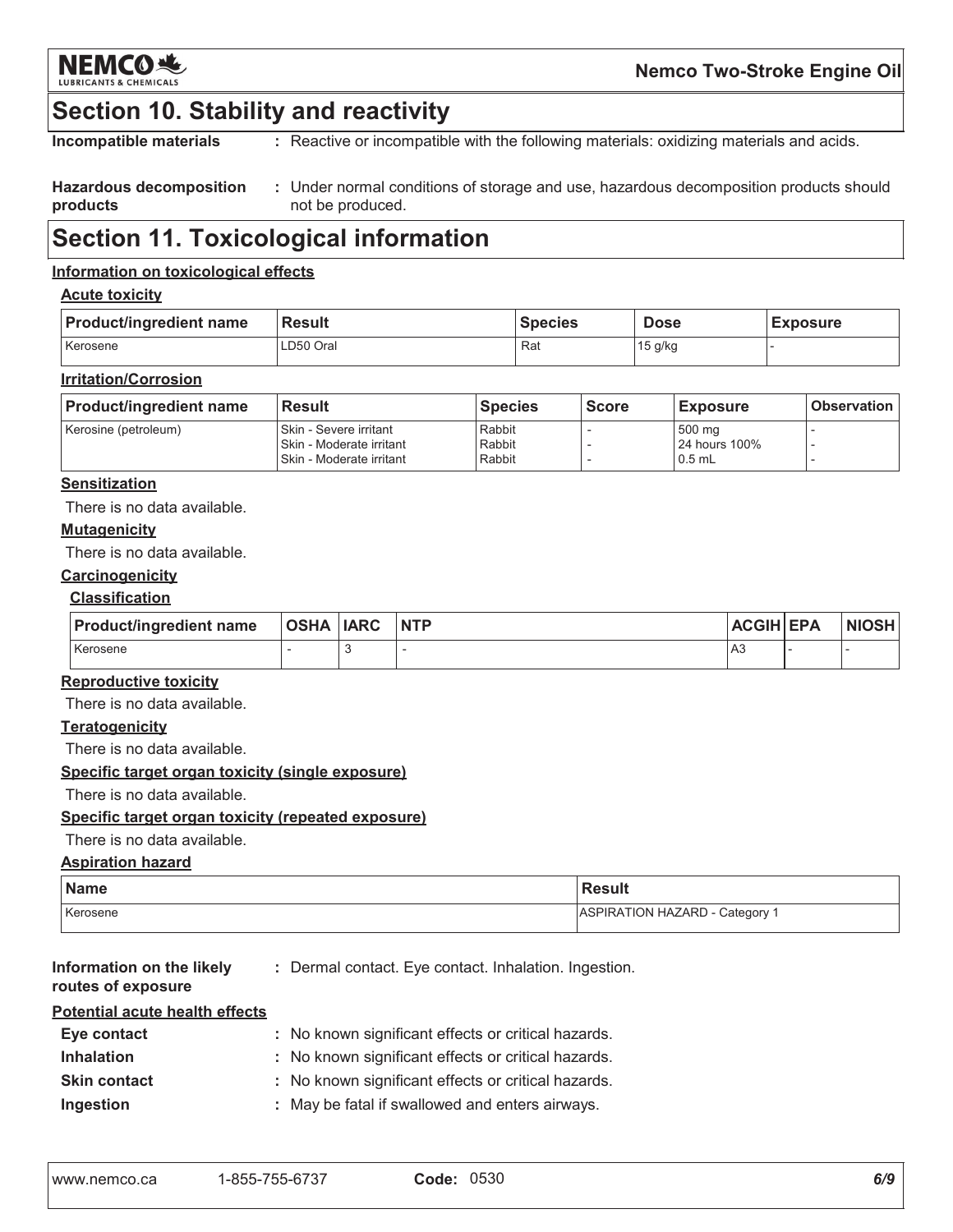## Section 10. Stability and reactivity

**Incompatible materials** : Reactive or incompatible with the following materials: oxidizing materials and acids.

**Hazardous decomposition products** : Under normal conditions of storage and use, hazardous decomposition products should not be produced.

## Section 11. Toxicological information

### Information on toxicological effects

#### Acute toxicity

| Product/ingredient name | Result | Species | Dose | Exposure |
|---|---|---|---|---|
| Kerosene | LD50 Oral | Rat | 15 g/kg | - |

#### Irritation/Corrosion

| Product/ingredient name | Result | Species | Score | Exposure | Observation |
|---|---|---|---|---|---|
| Kerosine (petroleum) | Skin - Severe irritant<br>Skin - Moderate irritant<br>Skin - Moderate irritant | Rabbit<br>Rabbit<br>Rabbit | -<br>-<br>- | 500 mg<br>24 hours 100%<br>0.5 mL | -<br>-<br>- |

#### Sensitization

There is no data available.

#### Mutagenicity

There is no data available.

#### Carcinogenicity

##### Classification

| Product/ingredient name | OSHA | IARC | NTP | ACGIH | EPA | NIOSH |
|---|---|---|---|---|---|---|
| Kerosene | - | 3 | - | A3 | - | - |

#### Reproductive toxicity

There is no data available.

#### Teratogenicity

There is no data available.

#### Specific target organ toxicity (single exposure)

There is no data available.

#### Specific target organ toxicity (repeated exposure)

There is no data available.

#### Aspiration hazard

| Name | Result |
|---|---|
| Kerosene | ASPIRATION HAZARD - Category 1 |

**Information on the likely routes of exposure** : Dermal contact. Eye contact. Inhalation. Ingestion.

**Potential acute health effects**

**Eye contact** : No known significant effects or critical hazards.

**Inhalation** : No known significant effects or critical hazards.

**Skin contact** : No known significant effects or critical hazards.

**Ingestion** : May be fatal if swallowed and enters airways.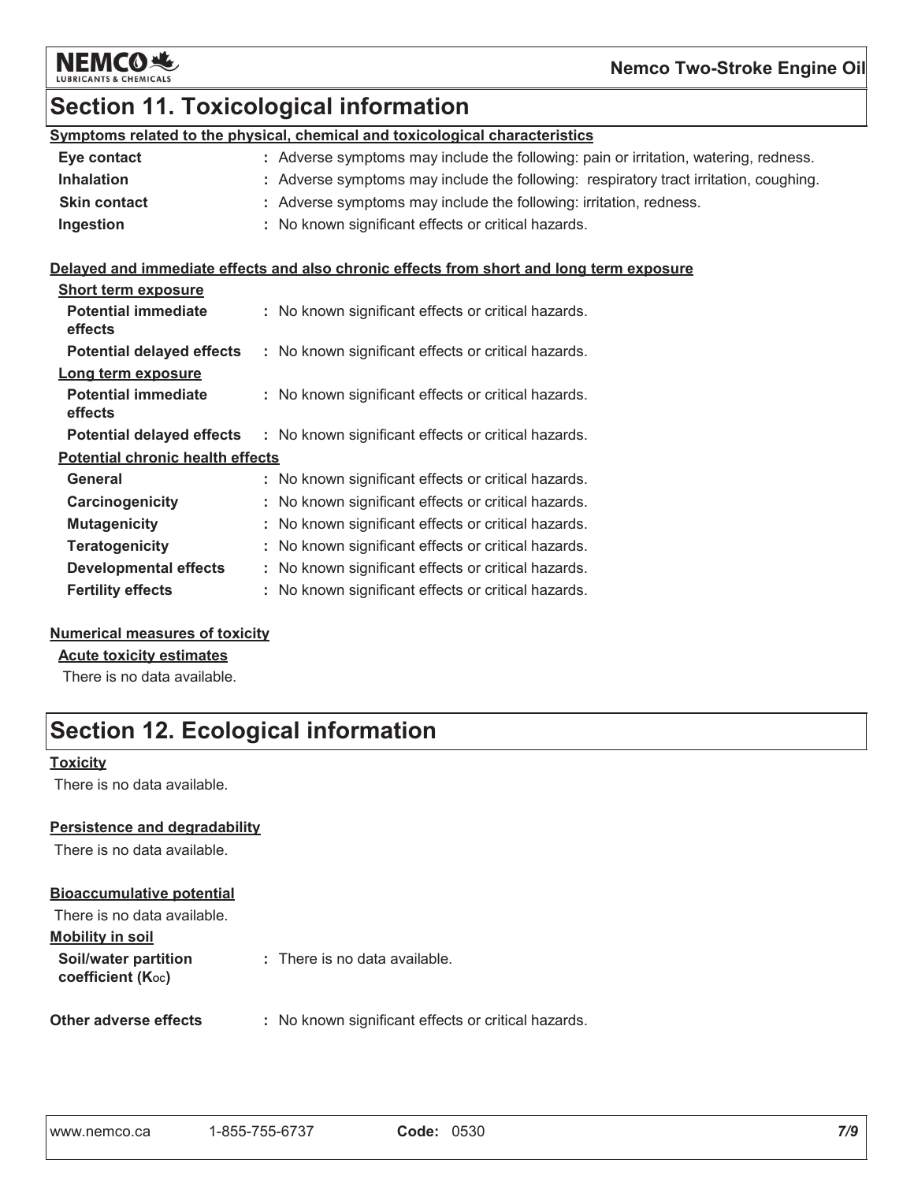## Section 11. Toxicological information

**Symptoms related to the physical, chemical and toxicological characteristics**

| | |
|---|---|
| **Eye contact** | : Adverse symptoms may include the following: pain or irritation, watering, redness. |
| **Inhalation** | : Adverse symptoms may include the following: respiratory tract irritation, coughing. |
| **Skin contact** | : Adverse symptoms may include the following: irritation, redness. |
| **Ingestion** | : No known significant effects or critical hazards. |

**Delayed and immediate effects and also chronic effects from short and long term exposure**

**Short term exposure**

| | |
|---|---|
| **Potential immediate effects** | : No known significant effects or critical hazards. |
| **Potential delayed effects** | : No known significant effects or critical hazards. |

**Long term exposure**

| | |
|---|---|
| **Potential immediate effects** | : No known significant effects or critical hazards. |
| **Potential delayed effects** | : No known significant effects or critical hazards. |

**Potential chronic health effects**

| | |
|---|---|
| **General** | : No known significant effects or critical hazards. |
| **Carcinogenicity** | : No known significant effects or critical hazards. |
| **Mutagenicity** | : No known significant effects or critical hazards. |
| **Teratogenicity** | : No known significant effects or critical hazards. |
| **Developmental effects** | : No known significant effects or critical hazards. |
| **Fertility effects** | : No known significant effects or critical hazards. |

**Numerical measures of toxicity**

**Acute toxicity estimates**

There is no data available.

## Section 12. Ecological information

**Toxicity**

There is no data available.

**Persistence and degradability**

There is no data available.

**Bioaccumulative potential**

There is no data available.

**Mobility in soil**

| | |
|---|---|
| **Soil/water partition coefficient ($K_{OC}$)** | : There is no data available. |

| | |
|---|---|
| **Other adverse effects** | : No known significant effects or critical hazards. |

www.nemco.ca 1-855-755-6737 **Code:** 0530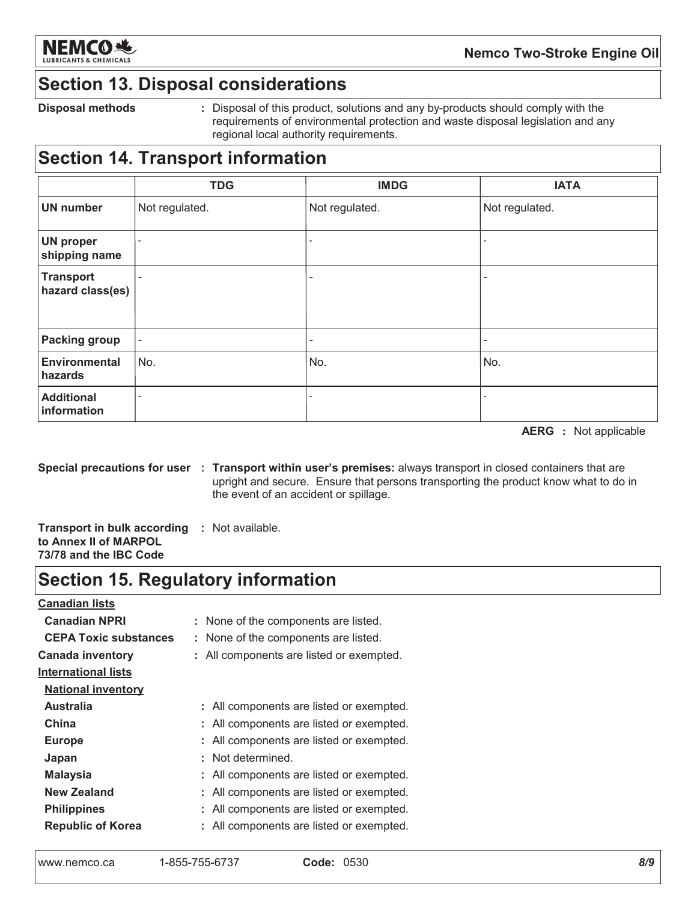## Section 13. Disposal considerations

**Disposal methods** : Disposal of this product, solutions and any by-products should comply with the requirements of environmental protection and waste disposal legislation and any regional local authority requirements.

## Section 14. Transport information

| | TDG | IMDG | IATA |
|---|---|---|---|
| **UN number** | Not regulated. | Not regulated. | Not regulated. |
| **UN proper shipping name** | - | - | - |
| **Transport hazard class(es)** | - | - | - |
| **Packing group** | - | - | - |
| **Environmental hazards** | No. | No. | No. |
| **Additional information** | - | - | - |

**AERG** : Not applicable

**Special precautions for user** : **Transport within user's premises:** always transport in closed containers that are upright and secure. Ensure that persons transporting the product know what to do in the event of an accident or spillage.

**Transport in bulk according to Annex II of MARPOL 73/78 and the IBC Code** : Not available.

## Section 15. Regulatory information

**Canadian lists**

- **Canadian NPRI** : None of the components are listed.
- **CEPA Toxic substances** : None of the components are listed.

**Canada inventory** : All components are listed or exempted.

**International lists**

**National inventory**

- **Australia** : All components are listed or exempted.
- **China** : All components are listed or exempted.
- **Europe** : All components are listed or exempted.
- **Japan** : Not determined.
- **Malaysia** : All components are listed or exempted.
- **New Zealand** : All components are listed or exempted.
- **Philippines** : All components are listed or exempted.
- **Republic of Korea** : All components are listed or exempted.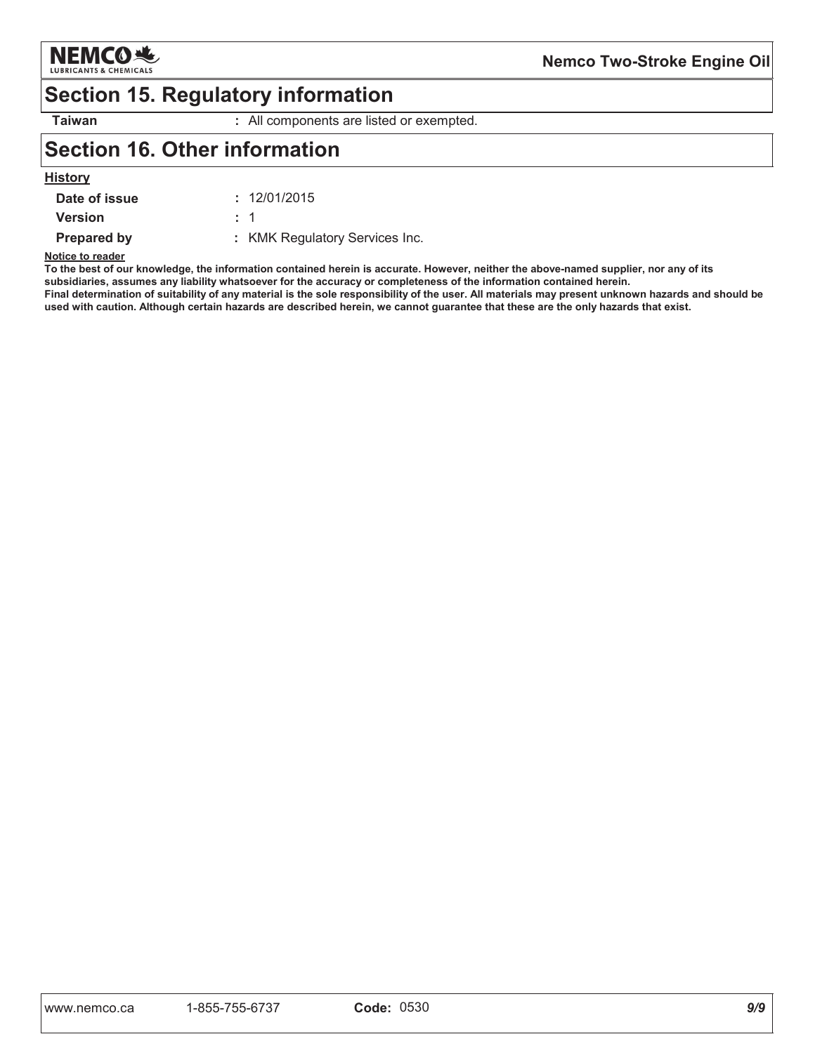## Section 15. Regulatory information

| | | |
|---|---|---|
| **Taiwan** | : | All components are listed or exempted. |

## Section 16. Other information

**History**

| | | |
|---|---|---|
| **Date of issue** | : | 12/01/2015 |
| **Version** | : | 1 |
| **Prepared by** | : | KMK Regulatory Services Inc. |

**Notice to reader**

**To the best of our knowledge, the information contained herein is accurate. However, neither the above-named supplier, nor any of its subsidiaries, assumes any liability whatsoever for the accuracy or completeness of the information contained herein.**
**Final determination of suitability of any material is the sole responsibility of the user. All materials may present unknown hazards and should be used with caution. Although certain hazards are described herein, we cannot guarantee that these are the only hazards that exist.**